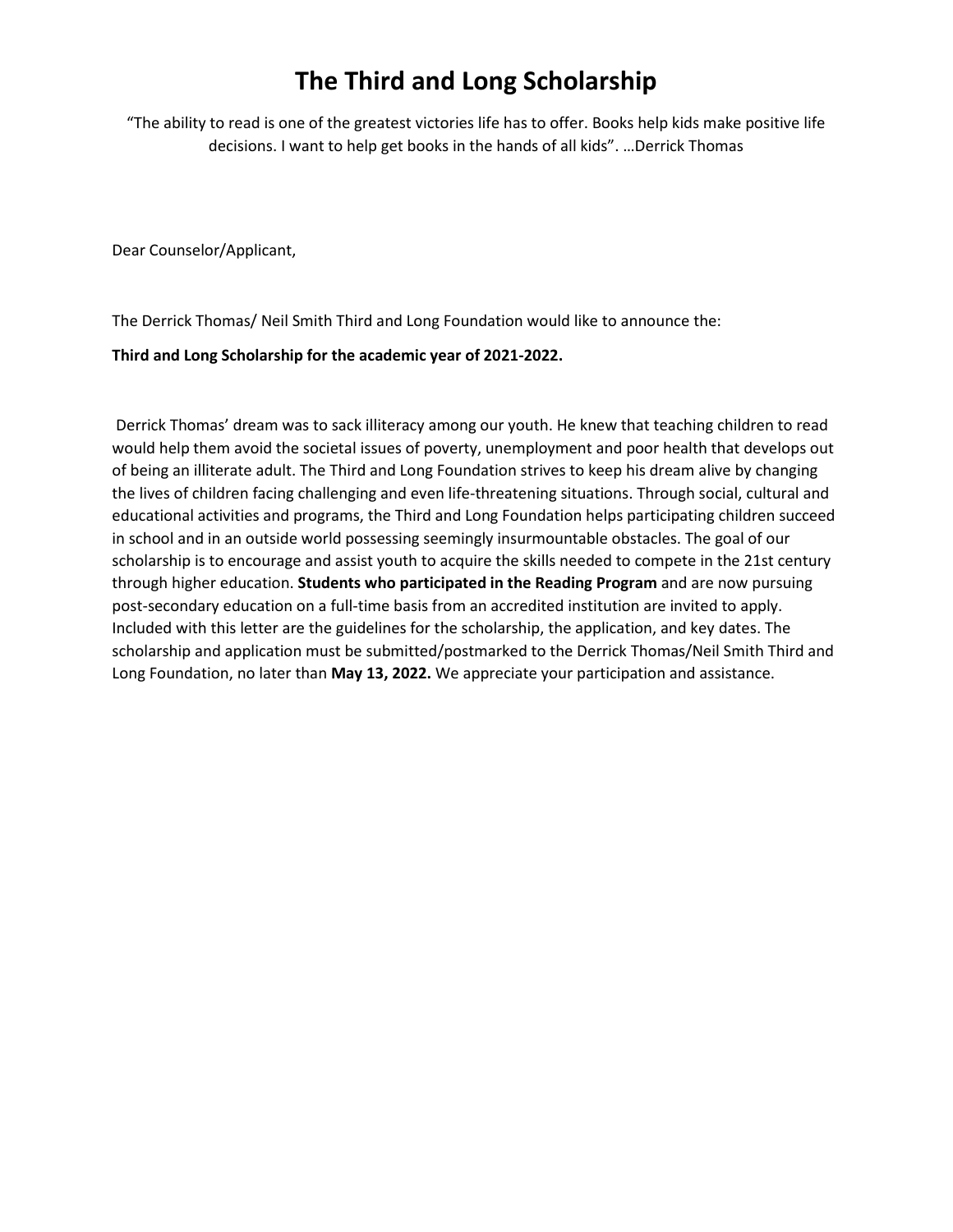# The Third and Long Scholarship

"The ability to read is one of the greatest victories life has to offer. Books help kids make positive life decisions. I want to help get books in the hands of all kids". …Derrick Thomas

Dear Counselor/Applicant,

The Derrick Thomas/ Neil Smith Third and Long Foundation would like to announce the:

**Third and Long Scholarship for the academic year of 2021-2022.**

Derrick Thomas' dream was to sack illiteracy among our youth. He knew that teaching children to read would help them avoid the societal issues of poverty, unemployment and poor health that develops out of being an illiterate adult. The Third and Long Foundation strives to keep his dream alive by changing the lives of children facing challenging and even life-threatening situations. Through social, cultural and educational activities and programs, the Third and Long Foundation helps participating children succeed in school and in an outside world possessing seemingly insurmountable obstacles. The goal of our scholarship is to encourage and assist youth to acquire the skills needed to compete in the 21st century through higher education. **Students who participated in the Reading Program** and are now pursuing post-secondary education on a full-time basis from an accredited institution are invited to apply. Included with this letter are the guidelines for the scholarship, the application, and key dates. The scholarship and application must be submitted/postmarked to the Derrick Thomas/Neil Smith Third and Long Foundation, no later than **May 13, 2022.** We appreciate your participation and assistance.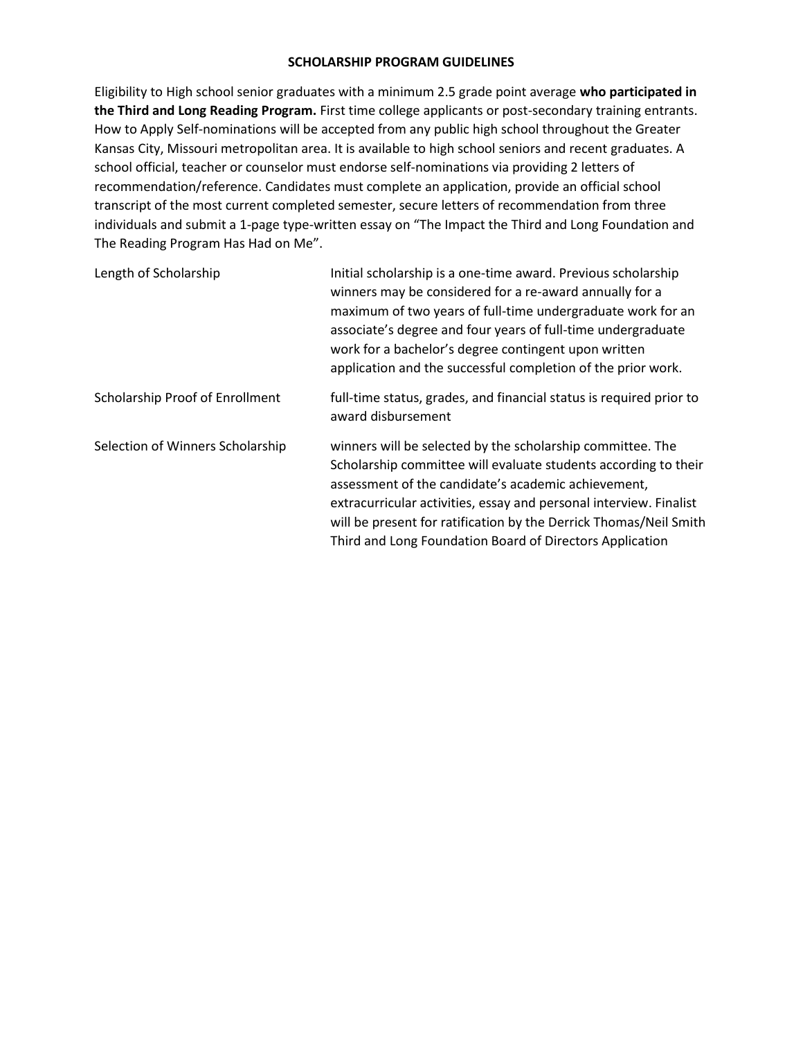**SCHOLARSHIP PROGRAM GUIDELINES**

Eligibility to High school senior graduates with a minimum 2.5 grade point average **who participated in the Third and Long Reading Program.** First time college applicants or post-secondary training entrants. How to Apply Self-nominations will be accepted from any public high school throughout the Greater Kansas City, Missouri metropolitan area. It is available to high school seniors and recent graduates. A school official, teacher or counselor must endorse self-nominations via providing 2 letters of recommendation/reference. Candidates must complete an application, provide an official school transcript of the most current completed semester, secure letters of recommendation from three individuals and submit a 1-page type-written essay on "The Impact the Third and Long Foundation and The Reading Program Has Had on Me".

| | |
|---|---|
| Length of Scholarship | Initial scholarship is a one-time award. Previous scholarship winners may be considered for a re-award annually for a maximum of two years of full-time undergraduate work for an associate's degree and four years of full-time undergraduate work for a bachelor's degree contingent upon written application and the successful completion of the prior work. |
| Scholarship Proof of Enrollment | full-time status, grades, and financial status is required prior to award disbursement |
| Selection of Winners Scholarship | winners will be selected by the scholarship committee. The Scholarship committee will evaluate students according to their assessment of the candidate's academic achievement, extracurricular activities, essay and personal interview. Finalist will be present for ratification by the Derrick Thomas/Neil Smith Third and Long Foundation Board of Directors Application |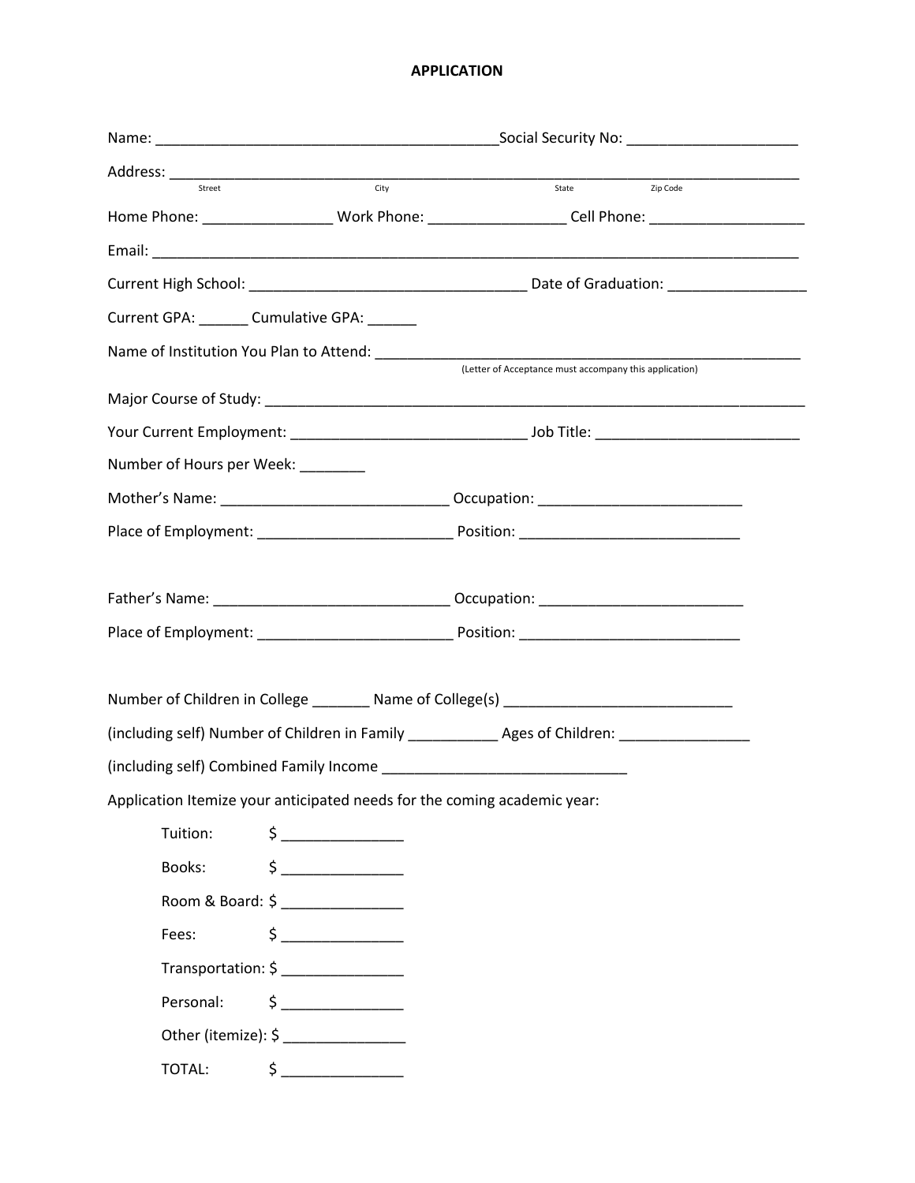# APPLICATION

Name: ___________________________________________ Social Security No: _____________________

Address: ___________________________________________________________________________________

Street          City          State          Zip Code

Home Phone: ________________ Work Phone: ________________ Cell Phone: ___________________

Email: _____________________________________________________________________________________

Current High School: __________________________________ Date of Graduation: _________________

Current GPA: ______ Cumulative GPA: ______

Name of Institution You Plan to Attend: ____________________________________________________

(Letter of Acceptance must accompany this application)

Major Course of Study: _____________________________________________________________________

Your Current Employment: _____________________________ Job Title: _________________________

Number of Hours per Week: ________

Mother's Name: ____________________________ Occupation: _________________________

Place of Employment: ________________________ Position: ___________________________

Father's Name: _____________________________ Occupation: _________________________

Place of Employment: ________________________ Position: ___________________________

Number of Children in College _______ Name of College(s) ____________________________

(including self) Number of Children in Family ___________ Ages of Children: ________________

(including self) Combined Family Income ______________________________

Application Itemize your anticipated needs for the coming academic year:

- Tuition: $ _______________
- Books: $ _______________
- Room & Board: $ _______________
- Fees: $ _______________
- Transportation: $ _______________
- Personal: $ _______________
- Other (itemize): $ _______________
- TOTAL: $ _______________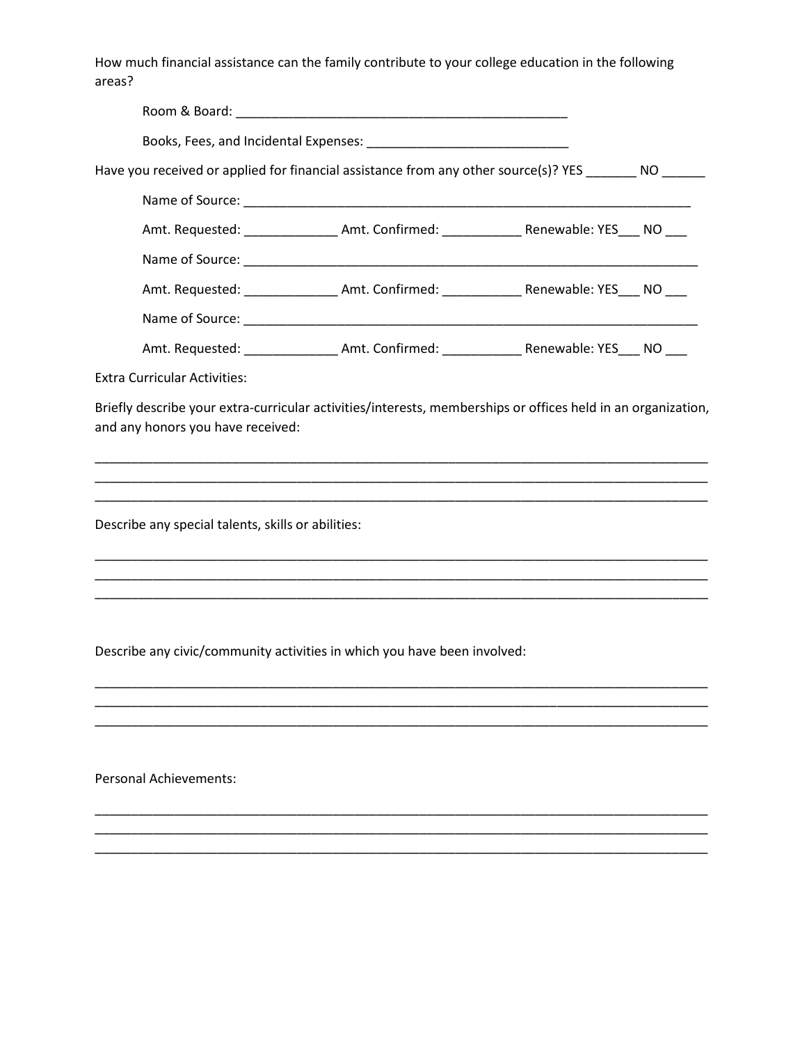How much financial assistance can the family contribute to your college education in the following areas?

Room & Board: ________________________________________________

Books, Fees, and Incidental Expenses: ____________________________

Have you received or applied for financial assistance from any other source(s)? YES _______ NO ______

Name of Source: _________________________________________________________________

Amt. Requested: _____________ Amt. Confirmed: ___________ Renewable: YES___ NO ___

Name of Source: _________________________________________________________________

Amt. Requested: _____________ Amt. Confirmed: ___________ Renewable: YES___ NO ___

Name of Source: _________________________________________________________________

Amt. Requested: _____________ Amt. Confirmed: ___________ Renewable: YES___ NO ___

Extra Curricular Activities:

Briefly describe your extra-curricular activities/interests, memberships or offices held in an organization, and any honors you have received:

_____________________________________________________________________________________

_____________________________________________________________________________________

_____________________________________________________________________________________

Describe any special talents, skills or abilities:

_____________________________________________________________________________________

_____________________________________________________________________________________

_____________________________________________________________________________________

Describe any civic/community activities in which you have been involved:

_____________________________________________________________________________________

_____________________________________________________________________________________

_____________________________________________________________________________________

Personal Achievements:

_____________________________________________________________________________________

_____________________________________________________________________________________

_____________________________________________________________________________________